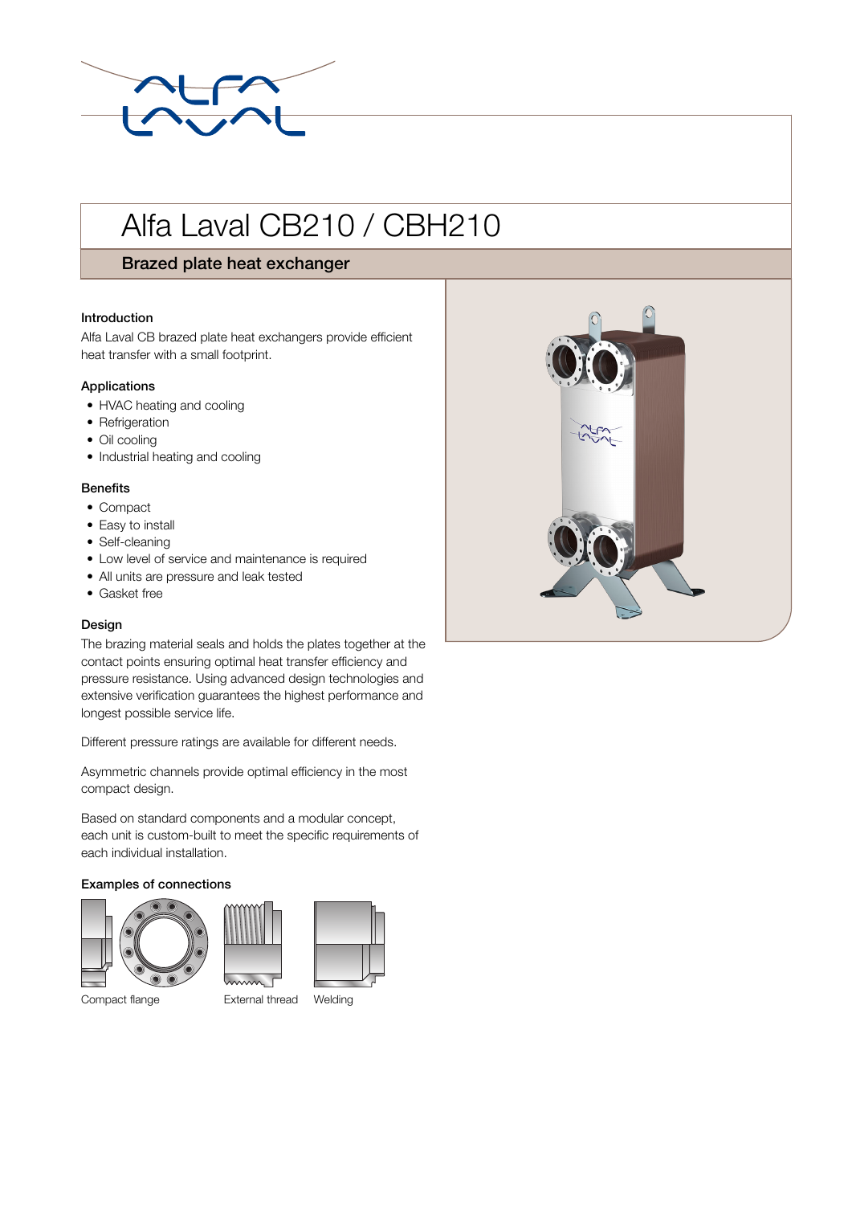# Alfa Laval CB210 / CBH210

## Brazed plate heat exchanger

### Introduction

Alfa Laval CB brazed plate heat exchangers provide efficient heat transfer with a small footprint.

### Applications

- HVAC heating and cooling
- Refrigeration
- Oil cooling
- Industrial heating and cooling

### Benefits

- Compact
- Easy to install
- Self-cleaning
- Low level of service and maintenance is required
- All units are pressure and leak tested
- Gasket free

### Design

The brazing material seals and holds the plates together at the contact points ensuring optimal heat transfer efficiency and pressure resistance. Using advanced design technologies and extensive verification guarantees the highest performance and longest possible service life.

Different pressure ratings are available for different needs.

Asymmetric channels provide optimal efficiency in the most compact design.

Based on standard components and a modular concept, each unit is custom-built to meet the specific requirements of each individual installation.

### Examples of connections

Compact flange

External thread

Welding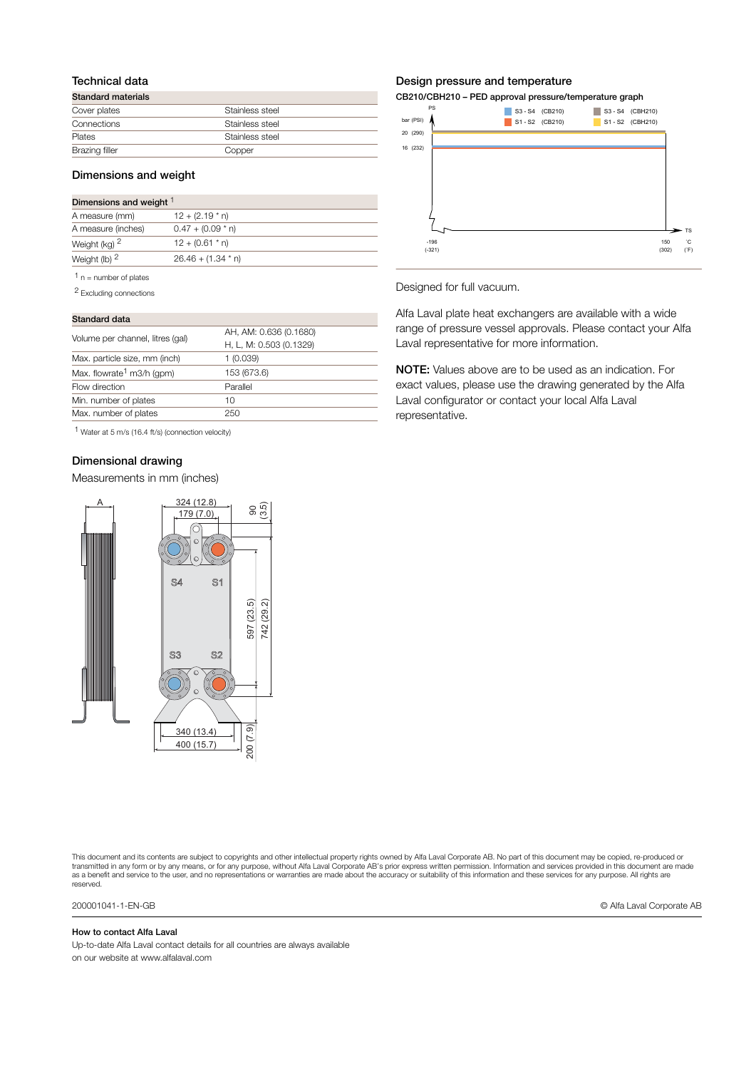## Technical data

| Standard materials | |
|---|---|
| Cover plates | Stainless steel |
| Connections | Stainless steel |
| Plates | Stainless steel |
| Brazing filler | Copper |

## Dimensions and weight

| Dimensions and weight [1] | |
|---|---|
| A measure (mm) | 12 + (2.19 * n) |
| A measure (inches) | 0.47 + (0.09 * n) |
| Weight (kg) [2] | 12 + (0.61 * n) |
| Weight (lb) [2] | 26.46 + (1.34 * n) |

[1] n = number of plates

[2] Excluding connections

| Standard data | |
|---|---|
| Volume per channel, litres (gal) | AH, AM: 0.636 (0.1680)<br>H, L, M: 0.503 (0.1329) |
| Max. particle size, mm (inch) | 1 (0.039) |
| Max. flowrate[1] m3/h (gpm) | 153 (673.6) |
| Flow direction | Parallel |
| Min. number of plates | 10 |
| Max. number of plates | 250 |

[1] Water at 5 m/s (16.4 ft/s) (connection velocity)

## Dimensional drawing

Measurements in mm (inches)

A
324 (12.8)
179 (7.0)
90 (3.5)
S4 S1
S3 S2
597 (23.5)
742 (29.2)
340 (13.4)
400 (15.7)
200 (7.9)

## Design pressure and temperature

**CB210/CBH210 – PED approval pressure/temperature graph**

PS
bar (PSI)
20 (290)
16 (232)
S3 - S4 (CB210)
S1 - S2 (CB210)
S3 - S4 (CBH210)
S1 - S2 (CBH210)
-196 (-321)
150 (302)
TS
°C (°F)

Designed for full vacuum.

Alfa Laval plate heat exchangers are available with a wide range of pressure vessel approvals. Please contact your Alfa Laval representative for more information.

**NOTE:** Values above are to be used as an indication. For exact values, please use the drawing generated by the Alfa Laval configurator or contact your local Alfa Laval representative.

This document and its contents are subject to copyrights and other intellectual property rights owned by Alfa Laval Corporate AB. No part of this document may be copied, re-produced or transmitted in any form or by any means, or for any purpose, without Alfa Laval Corporate AB's prior express written permission. Information and services provided in this document are made as a benefit and service to the user, and no representations or warranties are made about the accuracy or suitability of this information and these services for any purpose. All rights are reserved.

200001041-1-EN-GB

© Alfa Laval Corporate AB

**How to contact Alfa Laval**

Up-to-date Alfa Laval contact details for all countries are always available on our website at www.alfalaval.com